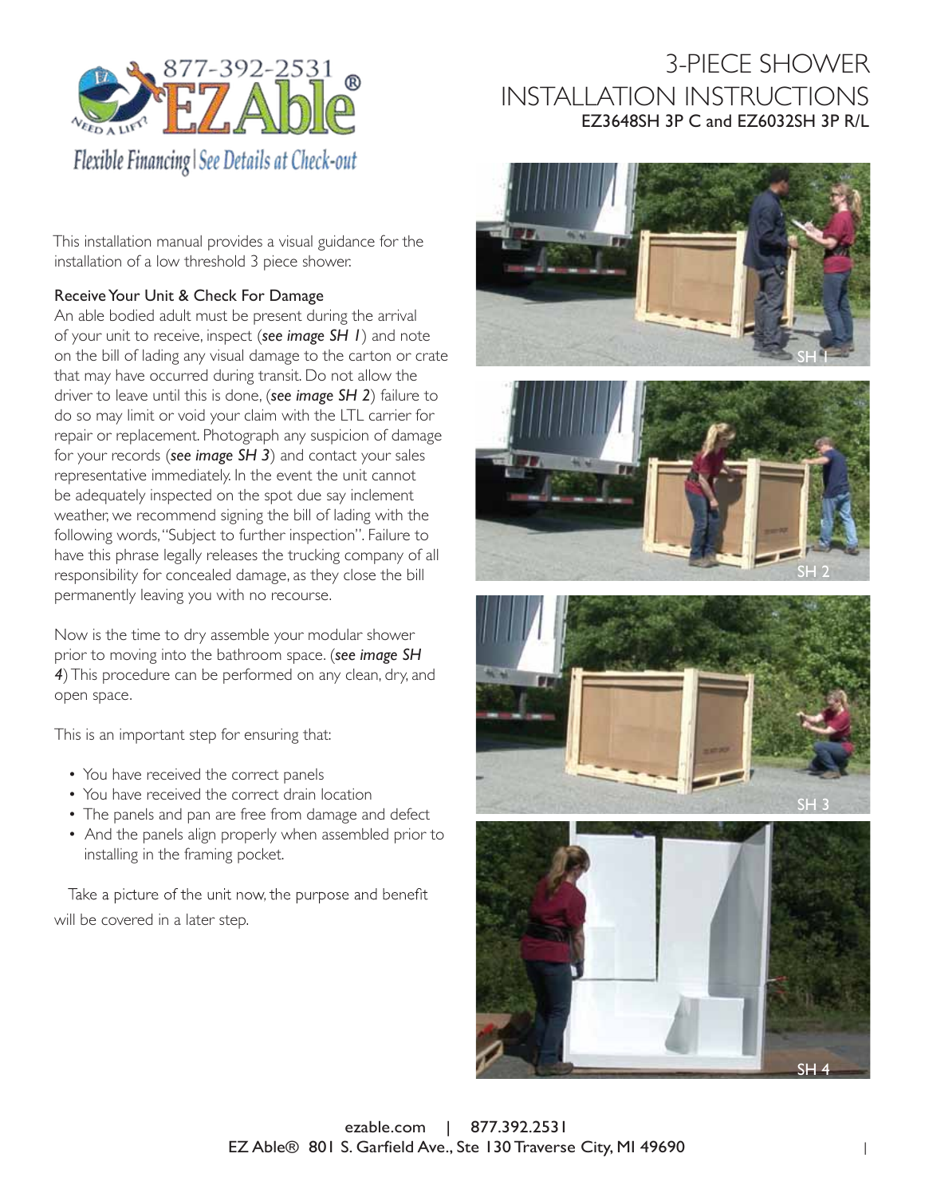# 3-PIECE SHOWER INSTALLATION INSTRUCTIONS

EZ3648SH 3P C and EZ6032SH 3P R/L

877-392-2531 EZ Able® NEED A LIFT?

Flexible Financing | See Details at Check-out

This installation manual provides a visual guidance for the installation of a low threshold 3 piece shower.

## Receive Your Unit & Check For Damage

An able bodied adult must be present during the arrival of your unit to receive, inspect (***see image SH 1***) and note on the bill of lading any visual damage to the carton or crate that may have occurred during transit. Do not allow the driver to leave until this is done, (***see image SH 2***) failure to do so may limit or void your claim with the LTL carrier for repair or replacement. Photograph any suspicion of damage for your records (***see image SH 3***) and contact your sales representative immediately. In the event the unit cannot be adequately inspected on the spot due say inclement weather, we recommend signing the bill of lading with the following words, "Subject to further inspection". Failure to have this phrase legally releases the trucking company of all responsibility for concealed damage, as they close the bill permanently leaving you with no recourse.

Now is the time to dry assemble your modular shower prior to moving into the bathroom space. (***see image SH 4***) This procedure can be performed on any clean, dry, and open space.

This is an important step for ensuring that:

- You have received the correct panels
- You have received the correct drain location
- The panels and pan are free from damage and defect
- And the panels align properly when assembled prior to installing in the framing pocket.

Take a picture of the unit now, the purpose and benefit will be covered in a later step.

SH 1

SH 2

SH 3

SH 4

ezable.com | 877.392.2531
EZ Able® 801 S. Garfield Ave., Ste 130 Traverse City, MI 49690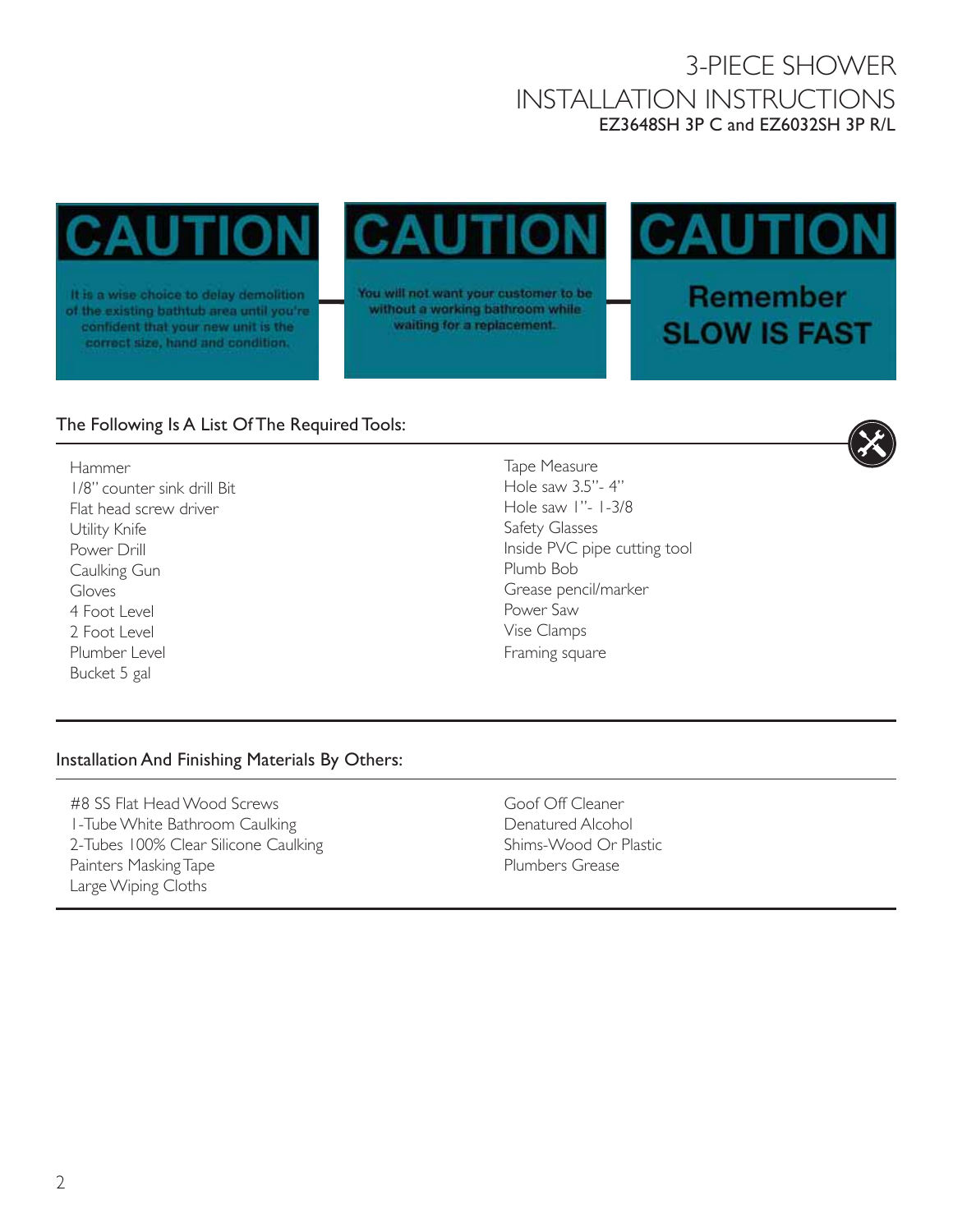# 3-PIECE SHOWER INSTALLATION INSTRUCTIONS

**EZ3648SH 3P C and EZ6032SH 3P R/L**

**CAUTION**

It is a wise choice to delay demolition of the existing bathtub area until you're confident that your new unit is the correct size, hand and condition.

**CAUTION**

You will not want your customer to be without a working bathroom while waiting for a replacement.

**CAUTION**

**Remember SLOW IS FAST**

## The Following Is A List Of The Required Tools:

- Hammer
- 1/8" counter sink drill Bit
- Flat head screw driver
- Utility Knife
- Power Drill
- Caulking Gun
- Gloves
- 4 Foot Level
- 2 Foot Level
- Plumber Level
- Bucket 5 gal
- Tape Measure
- Hole saw 3.5"- 4"
- Hole saw 1"- 1-3/8
- Safety Glasses
- Inside PVC pipe cutting tool
- Plumb Bob
- Grease pencil/marker
- Power Saw
- Vise Clamps
- Framing square

## Installation And Finishing Materials By Others:

- #8 SS Flat Head Wood Screws
- 1-Tube White Bathroom Caulking
- 2-Tubes 100% Clear Silicone Caulking
- Painters Masking Tape
- Large Wiping Cloths
- Goof Off Cleaner
- Denatured Alcohol
- Shims-Wood Or Plastic
- Plumbers Grease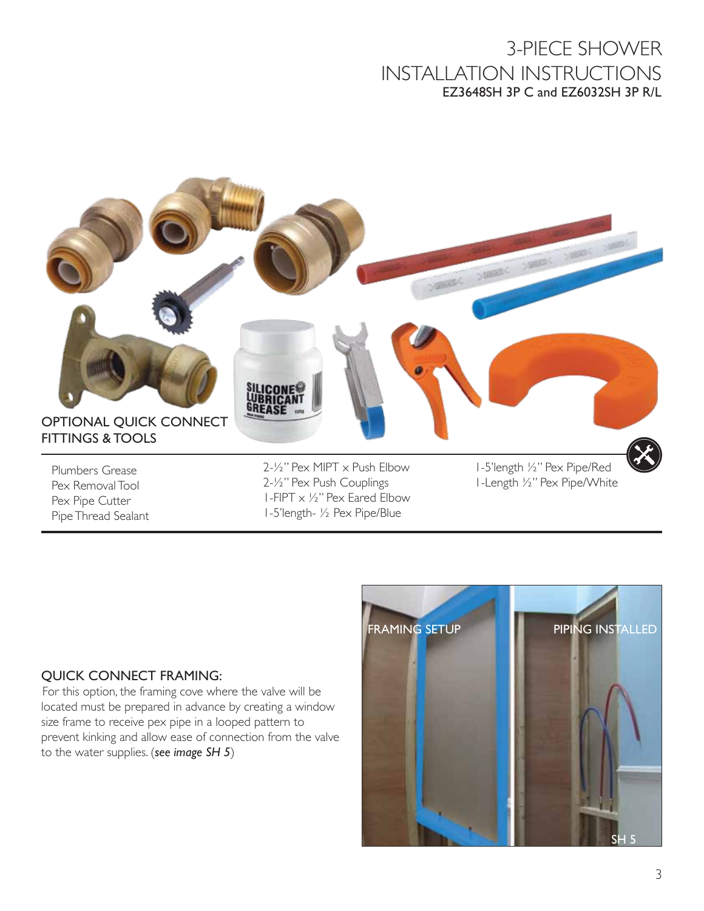# 3-PIECE SHOWER INSTALLATION INSTRUCTIONS

**EZ3648SH 3P C and EZ6032SH 3P R/L**

## OPTIONAL QUICK CONNECT FITTINGS & TOOLS

- Plumbers Grease
- Pex Removal Tool
- Pex Pipe Cutter
- Pipe Thread Sealant
- 2-½" Pex MIPT x Push Elbow
- 2-½" Pex Push Couplings
- 1-FIPT x ½" Pex Eared Elbow
- 1-5'length- ½ Pex Pipe/Blue
- 1-5'length ½" Pex Pipe/Red
- 1-Length ½" Pex Pipe/White

## QUICK CONNECT FRAMING:

For this option, the framing cove where the valve will be located must be prepared in advance by creating a window size frame to receive pex pipe in a looped pattern to prevent kinking and allow ease of connection from the valve to the water supplies. (*see image SH 5*)

FRAMING SETUP

PIPING INSTALLED

SH 5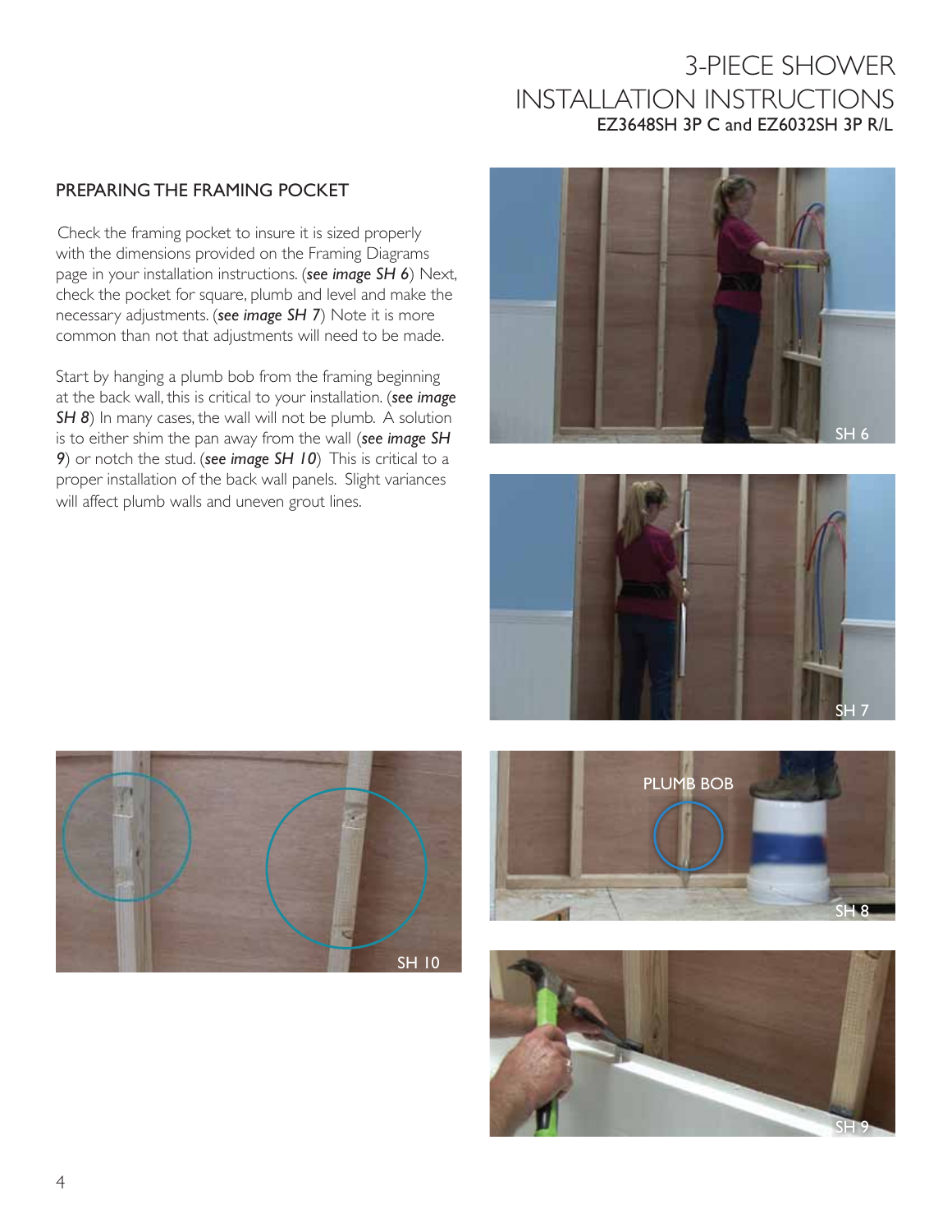# 3-PIECE SHOWER INSTALLATION INSTRUCTIONS

EZ3648SH 3P C and EZ6032SH 3P R/L

## PREPARING THE FRAMING POCKET

Check the framing pocket to insure it is sized properly with the dimensions provided on the Framing Diagrams page in your installation instructions. (***see image SH 6***) Next, check the pocket for square, plumb and level and make the necessary adjustments. (***see image SH 7***) Note it is more common than not that adjustments will need to be made.

Start by hanging a plumb bob from the framing beginning at the back wall, this is critical to your installation. (***see image SH 8***) In many cases, the wall will not be plumb. A solution is to either shim the pan away from the wall (***see image SH 9***) or notch the stud. (***see image SH 10***) This is critical to a proper installation of the back wall panels. Slight variances will affect plumb walls and uneven grout lines.

SH 6

SH 7

PLUMB BOB

SH 8

SH 10

SH 9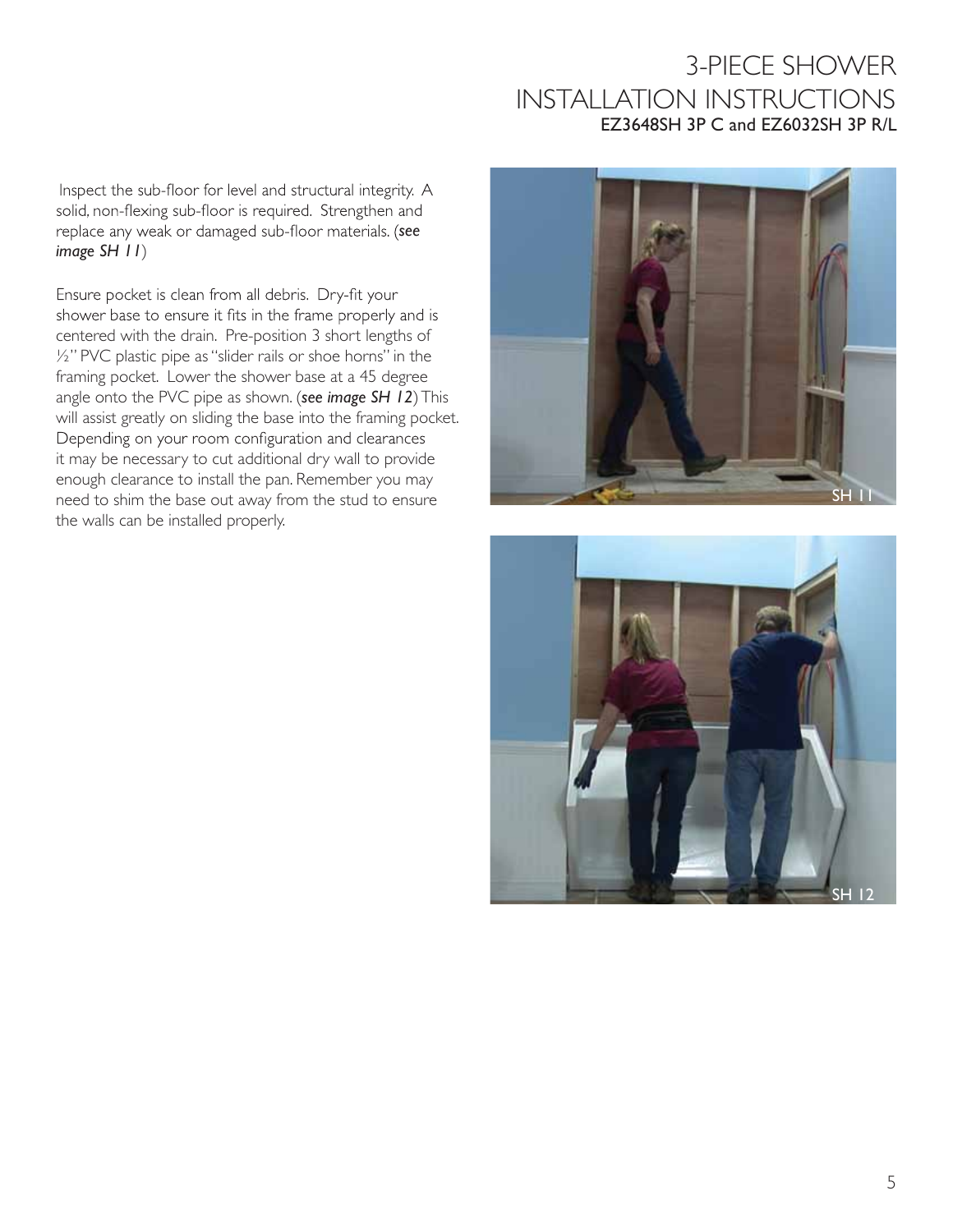# 3-PIECE SHOWER INSTALLATION INSTRUCTIONS

**EZ3648SH 3P C and EZ6032SH 3P R/L**

Inspect the sub-floor for level and structural integrity. A solid, non-flexing sub-floor is required. Strengthen and replace any weak or damaged sub-floor materials. (***see image SH 11***)

Ensure pocket is clean from all debris. Dry-fit your shower base to ensure it fits in the frame properly and is centered with the drain. Pre-position 3 short lengths of ½" PVC plastic pipe as "slider rails or shoe horns" in the framing pocket. Lower the shower base at a 45 degree angle onto the PVC pipe as shown. (***see image SH 12***) This will assist greatly on sliding the base into the framing pocket. Depending on your room configuration and clearances it may be necessary to cut additional dry wall to provide enough clearance to install the pan. Remember you may need to shim the base out away from the stud to ensure the walls can be installed properly.

SH 11

SH 12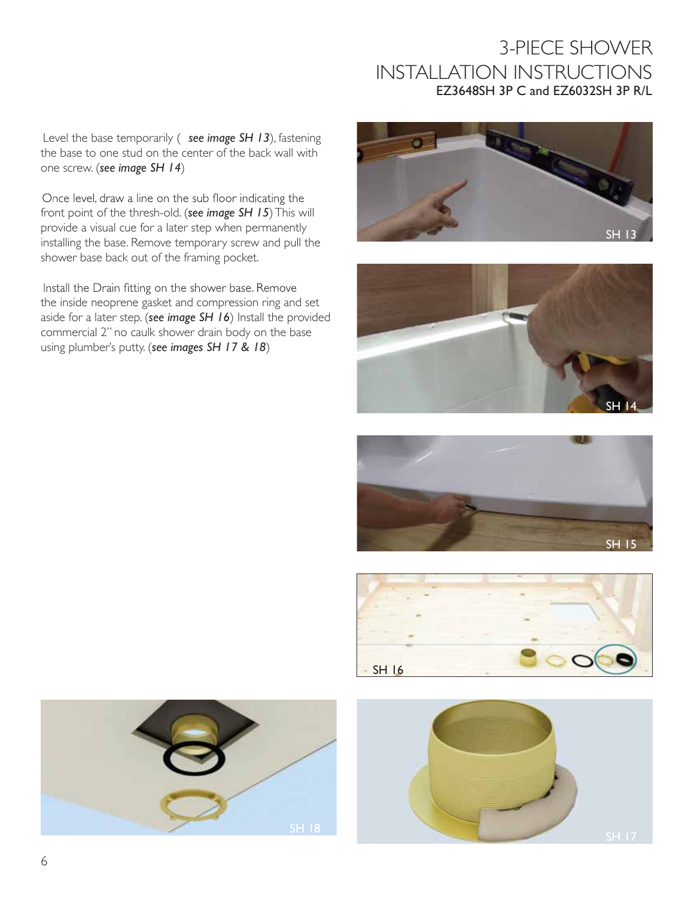# 3-PIECE SHOWER INSTALLATION INSTRUCTIONS

## EZ3648SH 3P C and EZ6032SH 3P R/L

Level the base temporarily ( ***see image SH 13***), fastening the base to one stud on the center of the back wall with one screw. (***see image SH 14***)

Once level, draw a line on the sub floor indicating the front point of the thresh-old. (***see image SH 15***) This will provide a visual cue for a later step when permanently installing the base. Remove temporary screw and pull the shower base back out of the framing pocket.

Install the Drain fitting on the shower base. Remove the inside neoprene gasket and compression ring and set aside for a later step. (***see image SH 16***) Install the provided commercial 2" no caulk shower drain body on the base using plumber's putty. (***see images SH 17 & 18***)

SH 13

SH 14

SH 15

SH 16

SH 18

SH 17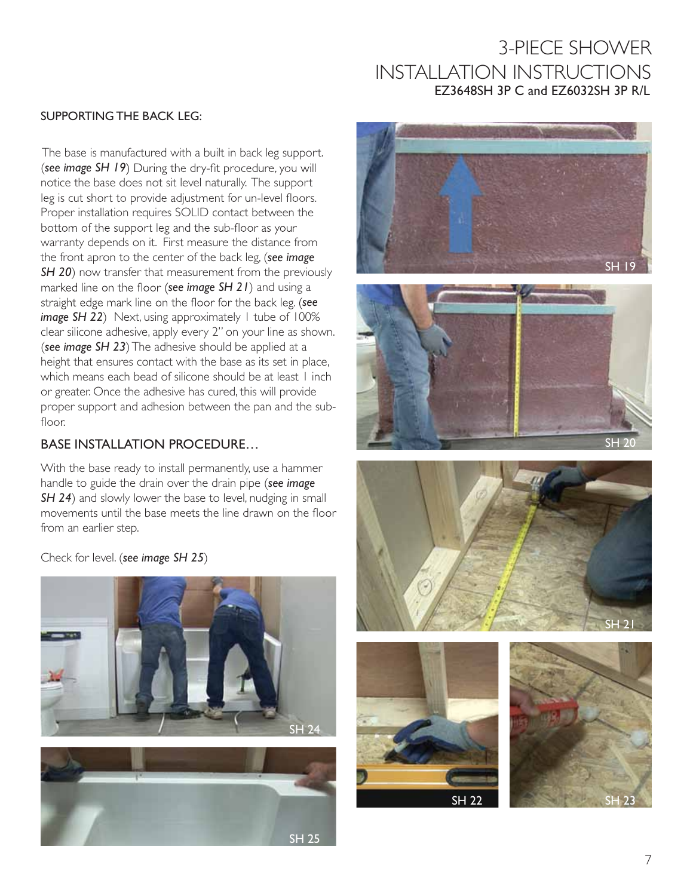# 3-PIECE SHOWER INSTALLATION INSTRUCTIONS

EZ3648SH 3P C and EZ6032SH 3P R/L

## SUPPORTING THE BACK LEG:

The base is manufactured with a built in back leg support. (*see image SH 19*) During the dry-fit procedure, you will notice the base does not sit level naturally. The support leg is cut short to provide adjustment for un-level floors. Proper installation requires SOLID contact between the bottom of the support leg and the sub-floor as your warranty depends on it. First measure the distance from the front apron to the center of the back leg, (*see image SH 20*) now transfer that measurement from the previously marked line on the floor (*see image SH 21*) and using a straight edge mark line on the floor for the back leg. (*see image SH 22*) Next, using approximately 1 tube of 100% clear silicone adhesive, apply every 2" on your line as shown. (*see image SH 23*) The adhesive should be applied at a height that ensures contact with the base as its set in place, which means each bead of silicone should be at least 1 inch or greater. Once the adhesive has cured, this will provide proper support and adhesion between the pan and the sub-floor.

## BASE INSTALLATION PROCEDURE…

With the base ready to install permanently, use a hammer handle to guide the drain over the drain pipe (*see image SH 24*) and slowly lower the base to level, nudging in small movements until the base meets the line drawn on the floor from an earlier step.

Check for level. (*see image SH 25*)

SH 24

SH 25

SH 19

SH 20

SH 21

SH 22

SH 23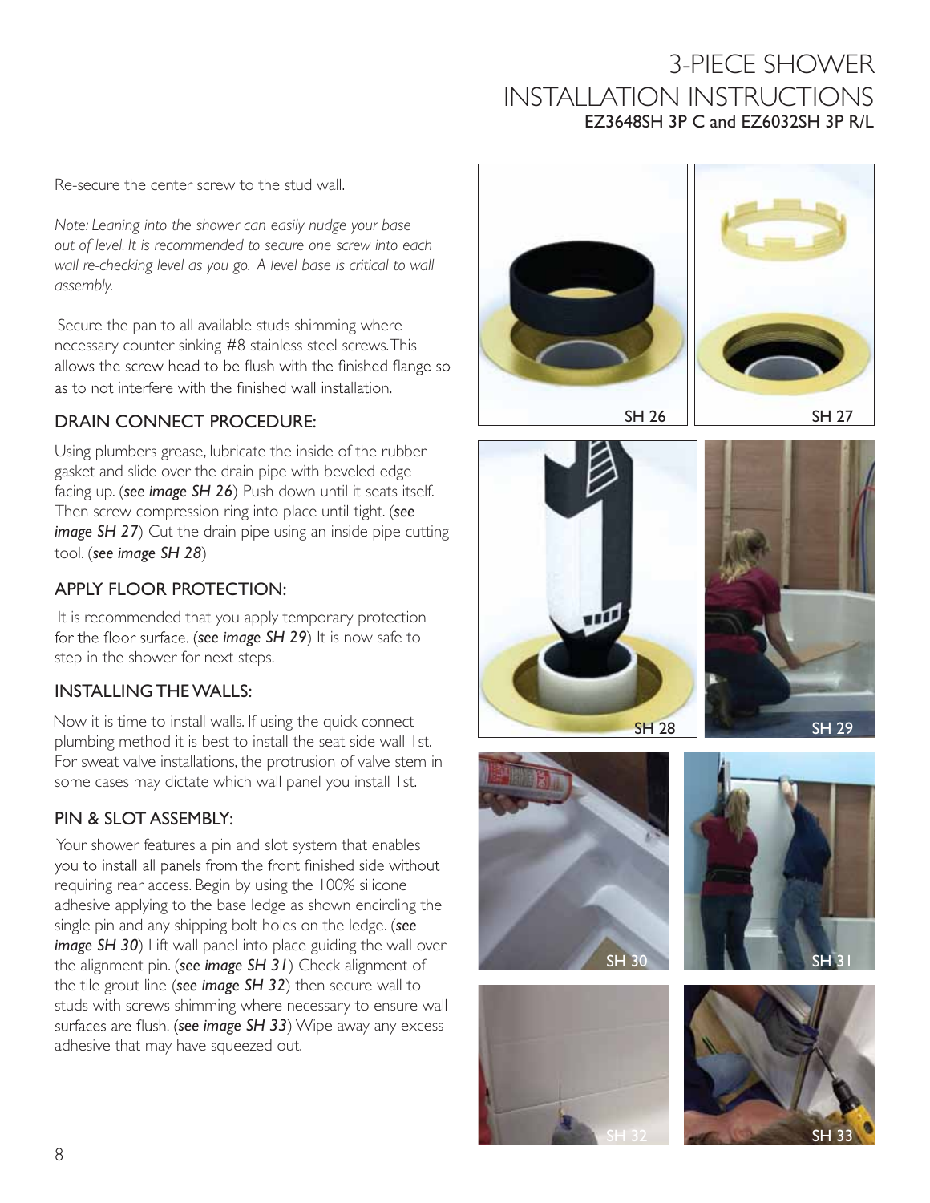Re-secure the center screw to the stud wall.

*Note: Leaning into the shower can easily nudge your base out of level. It is recommended to secure one screw into each wall re-checking level as you go. A level base is critical to wall assembly.*

Secure the pan to all available studs shimming where necessary counter sinking #8 stainless steel screws. This allows the screw head to be flush with the finished flange so as to not interfere with the finished wall installation.

## DRAIN CONNECT PROCEDURE:

Using plumbers grease, lubricate the inside of the rubber gasket and slide over the drain pipe with beveled edge facing up. (***see image SH 26***) Push down until it seats itself. Then screw compression ring into place until tight. (***see image SH 27***) Cut the drain pipe using an inside pipe cutting tool. (***see image SH 28***)

## APPLY FLOOR PROTECTION:

It is recommended that you apply temporary protection for the floor surface. (***see image SH 29***) It is now safe to step in the shower for next steps.

## INSTALLING THE WALLS:

Now it is time to install walls. If using the quick connect plumbing method it is best to install the seat side wall 1st. For sweat valve installations, the protrusion of valve stem in some cases may dictate which wall panel you install 1st.

## PIN & SLOT ASSEMBLY:

Your shower features a pin and slot system that enables you to install all panels from the front finished side without requiring rear access. Begin by using the 100% silicone adhesive applying to the base ledge as shown encircling the single pin and any shipping bolt holes on the ledge. (***see image SH 30***) Lift wall panel into place guiding the wall over the alignment pin. (***see image SH 31***) Check alignment of the tile grout line (***see image SH 32***) then secure wall to studs with screws shimming where necessary to ensure wall surfaces are flush. (***see image SH 33***) Wipe away any excess adhesive that may have squeezed out.

SH 26

SH 27

SH 28

SH 29

SH 30

SH 31

SH 32

SH 33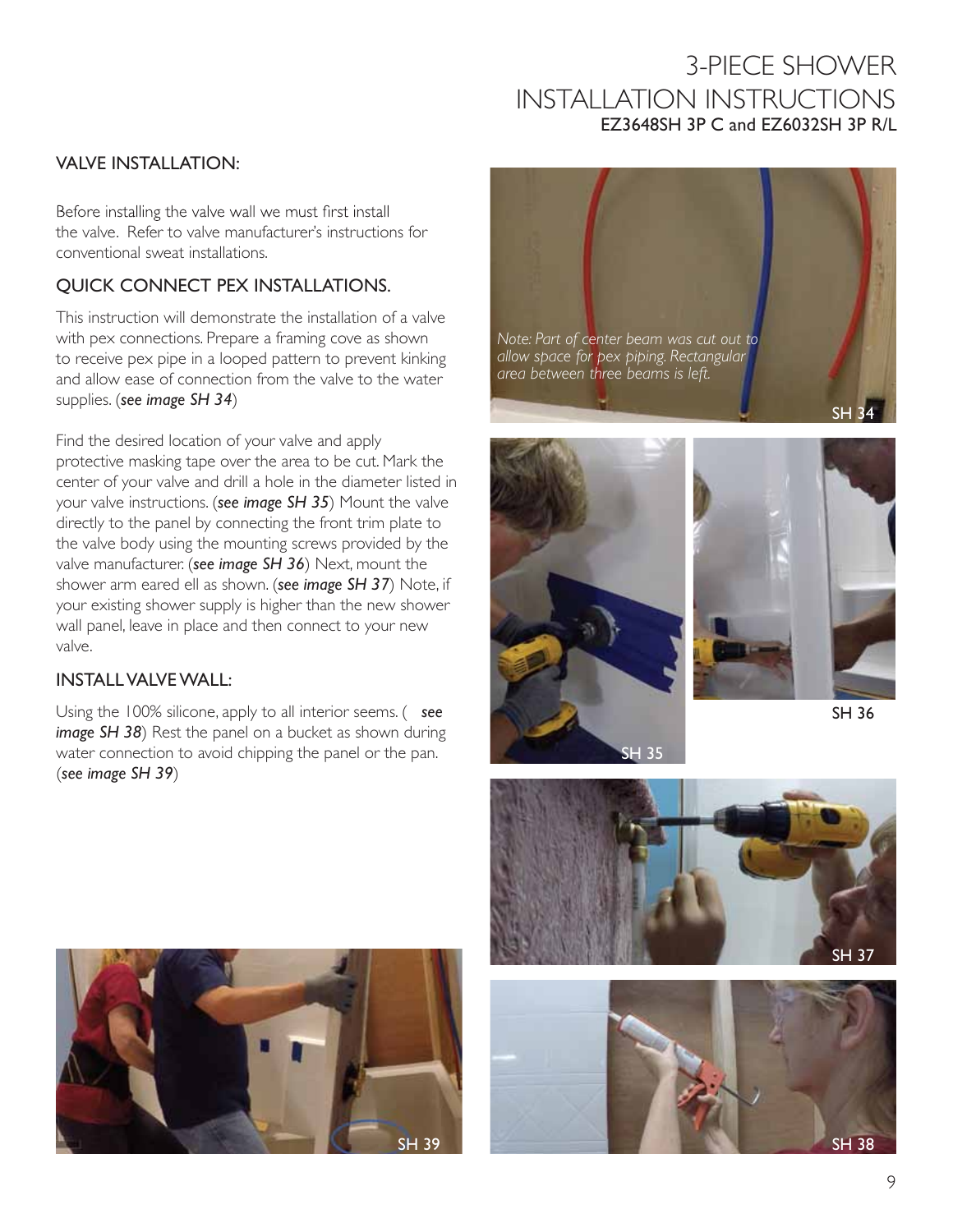# 3-PIECE SHOWER INSTALLATION INSTRUCTIONS

**EZ3648SH 3P C and EZ6032SH 3P R/L**

## VALVE INSTALLATION:

Before installing the valve wall we must first install the valve. Refer to valve manufacturer's instructions for conventional sweat installations.

## QUICK CONNECT PEX INSTALLATIONS.

This instruction will demonstrate the installation of a valve with pex connections. Prepare a framing cove as shown to receive pex pipe in a looped pattern to prevent kinking and allow ease of connection from the valve to the water supplies. (*see image SH 34*)

Find the desired location of your valve and apply protective masking tape over the area to be cut. Mark the center of your valve and drill a hole in the diameter listed in your valve instructions. (*see image SH 35*) Mount the valve directly to the panel by connecting the front trim plate to the valve body using the mounting screws provided by the valve manufacturer. (*see image SH 36*) Next, mount the shower arm eared ell as shown. (*see image SH 37*) Note, if your existing shower supply is higher than the new shower wall panel, leave in place and then connect to your new valve.

## INSTALL VALVE WALL:

Using the 100% silicone, apply to all interior seems. ( *see image SH 38*) Rest the panel on a bucket as shown during water connection to avoid chipping the panel or the pan. (*see image SH 39*)

*Note: Part of center beam was cut out to allow space for pex piping. Rectangular area between three beams is left.*

SH 34

SH 35

SH 36

SH 37

SH 38

SH 39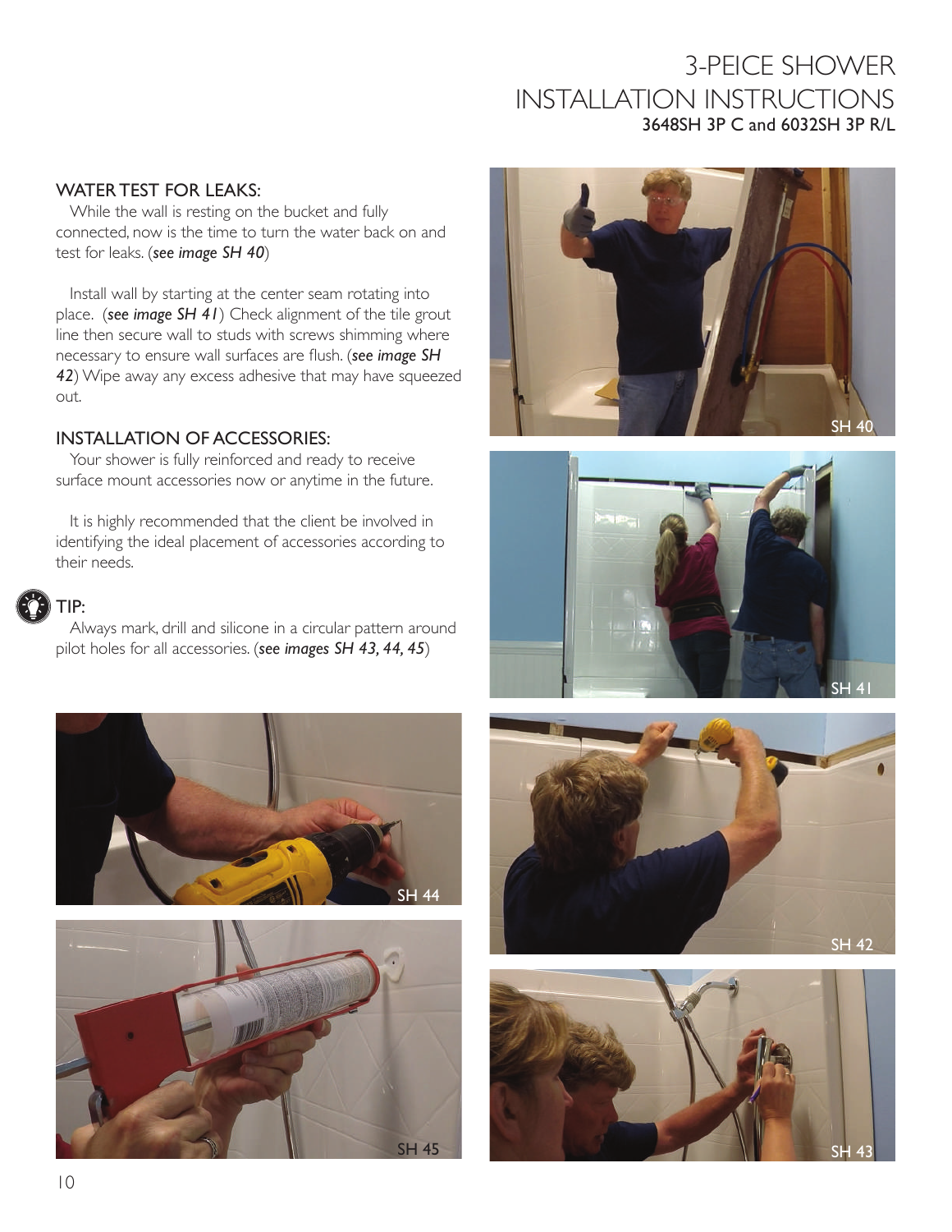## WATER TEST FOR LEAKS:

While the wall is resting on the bucket and fully connected, now is the time to turn the water back on and test for leaks. (*see image SH 40*)

Install wall by starting at the center seam rotating into place. (*see image SH 41*) Check alignment of the tile grout line then secure wall to studs with screws shimming where necessary to ensure wall surfaces are flush. (*see image SH 42*) Wipe away any excess adhesive that may have squeezed out.

## INSTALLATION OF ACCESSORIES:

Your shower is fully reinforced and ready to receive surface mount accessories now or anytime in the future.

It is highly recommended that the client be involved in identifying the ideal placement of accessories according to their needs.

### TIP:

Always mark, drill and silicone in a circular pattern around pilot holes for all accessories. (*see images SH 43, 44, 45*)

SH 40

SH 41

SH 42

SH 43

SH 44

SH 45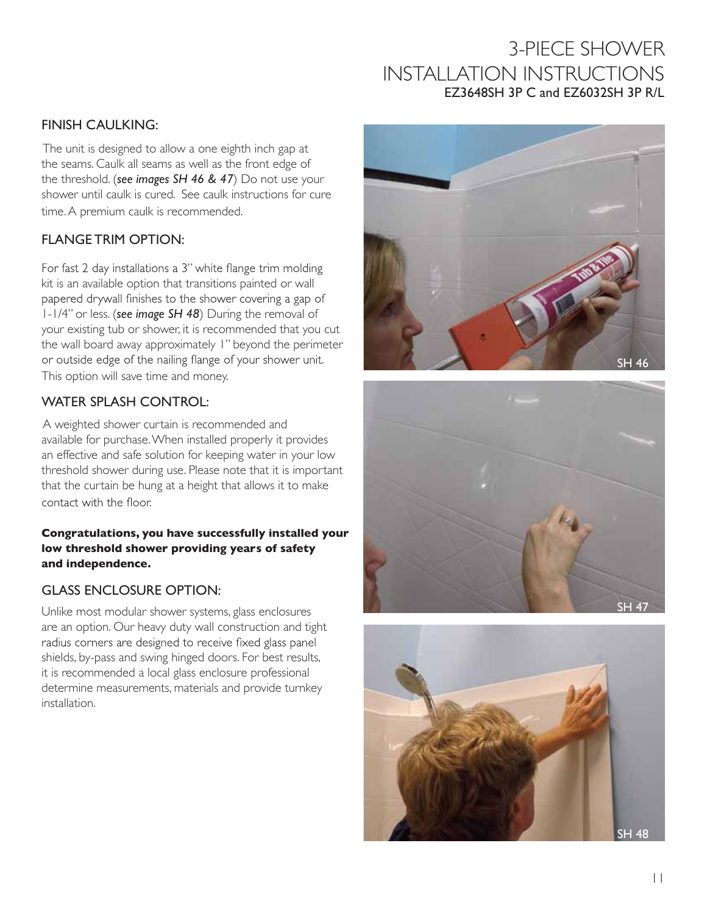# 3-PIECE SHOWER INSTALLATION INSTRUCTIONS

EZ3648SH 3P C and EZ6032SH 3P R/L

## FINISH CAULKING:

The unit is designed to allow a one eighth inch gap at the seams. Caulk all seams as well as the front edge of the threshold. (***see images SH 46 & 47***) Do not use your shower until caulk is cured. See caulk instructions for cure time. A premium caulk is recommended.

## FLANGE TRIM OPTION:

For fast 2 day installations a 3" white flange trim molding kit is an available option that transitions painted or wall papered drywall finishes to the shower covering a gap of 1-1/4" or less. (***see image SH 48***) During the removal of your existing tub or shower, it is recommended that you cut the wall board away approximately 1" beyond the perimeter or outside edge of the nailing flange of your shower unit. This option will save time and money.

## WATER SPLASH CONTROL:

A weighted shower curtain is recommended and available for purchase. When installed properly it provides an effective and safe solution for keeping water in your low threshold shower during use. Please note that it is important that the curtain be hung at a height that allows it to make contact with the floor.

**Congratulations, you have successfully installed your low threshold shower providing years of safety and independence.**

## GLASS ENCLOSURE OPTION:

Unlike most modular shower systems, glass enclosures are an option. Our heavy duty wall construction and tight radius corners are designed to receive fixed glass panel shields, by-pass and swing hinged doors. For best results, it is recommended a local glass enclosure professional determine measurements, materials and provide turnkey installation.

SH 46

SH 47

SH 48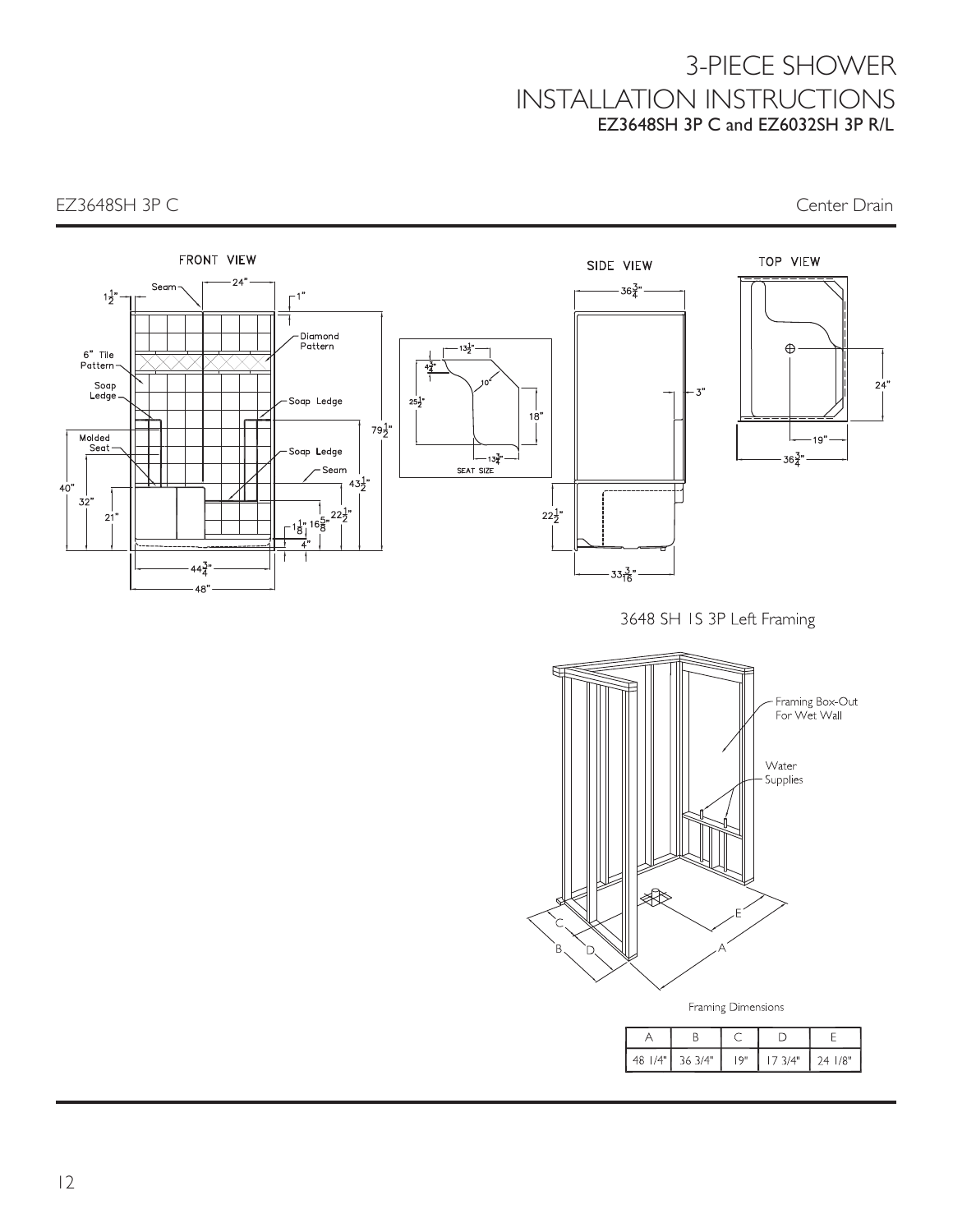# 3-PIECE SHOWER INSTALLATION INSTRUCTIONS

**EZ3648SH 3P C and EZ6032SH 3P R/L**

## EZ3648SH 3P C

Center Drain

FRONT VIEW

SIDE VIEW

TOP VIEW

SEAT SIZE

3648 SH 1S 3P Left Framing

Framing Box-Out For Wet Wall

Water Supplies

Framing Dimensions

| A | B | C | D | E |
|---|---|---|---|---|
| 48 1/4" | 36 3/4" | 19" | 17 3/4" | 24 1/8" |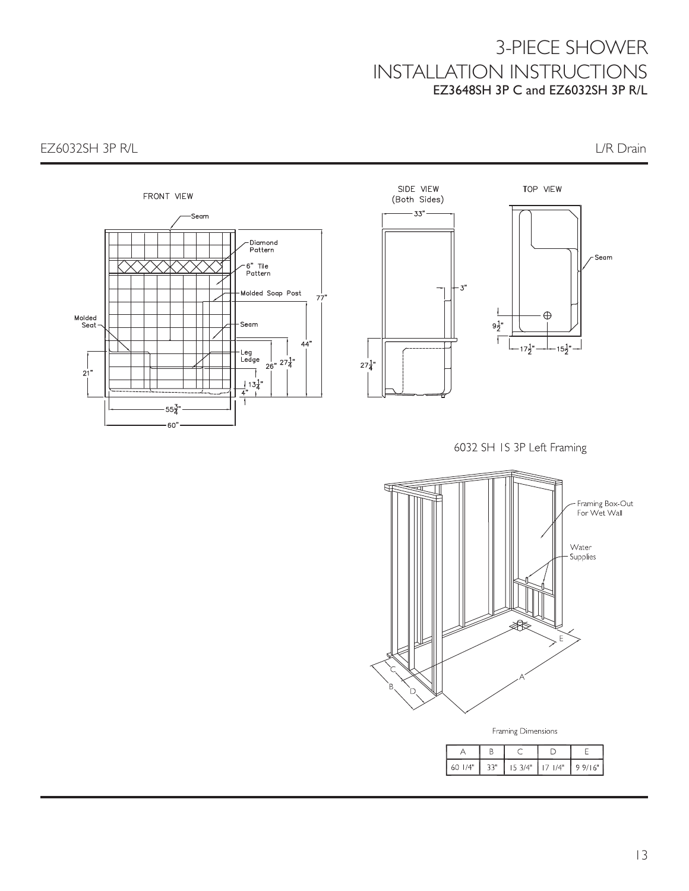# 3-PIECE SHOWER INSTALLATION INSTRUCTIONS

**EZ3648SH 3P C and EZ6032SH 3P R/L**

EZ6032SH 3P R/L

L/R Drain

FRONT VIEW

Seam

Diamond Pattern

6" Tile Pattern

Molded Soap Post

Molded Seat

Seam

Leg Ledge

77"

44"

26"

$27\frac{1}{4}$"

21"

$13\frac{1}{4}$"

4"

$55\frac{3}{4}$"

60"

SIDE VIEW (Both Sides)

33"

3"

$27\frac{1}{4}$"

TOP VIEW

Seam

$9\frac{1}{2}$"

$17\frac{1}{2}$"

$15\frac{1}{2}$"

6032 SH 1S 3P Left Framing

Framing Box-Out For Wet Wall

Water Supplies

A

B

C

D

E

Framing Dimensions

| A | B | C | D | E |
|---|---|---|---|---|
| 60 1/4" | 33" | 15 3/4" | 17 1/4" | 9 9/16" |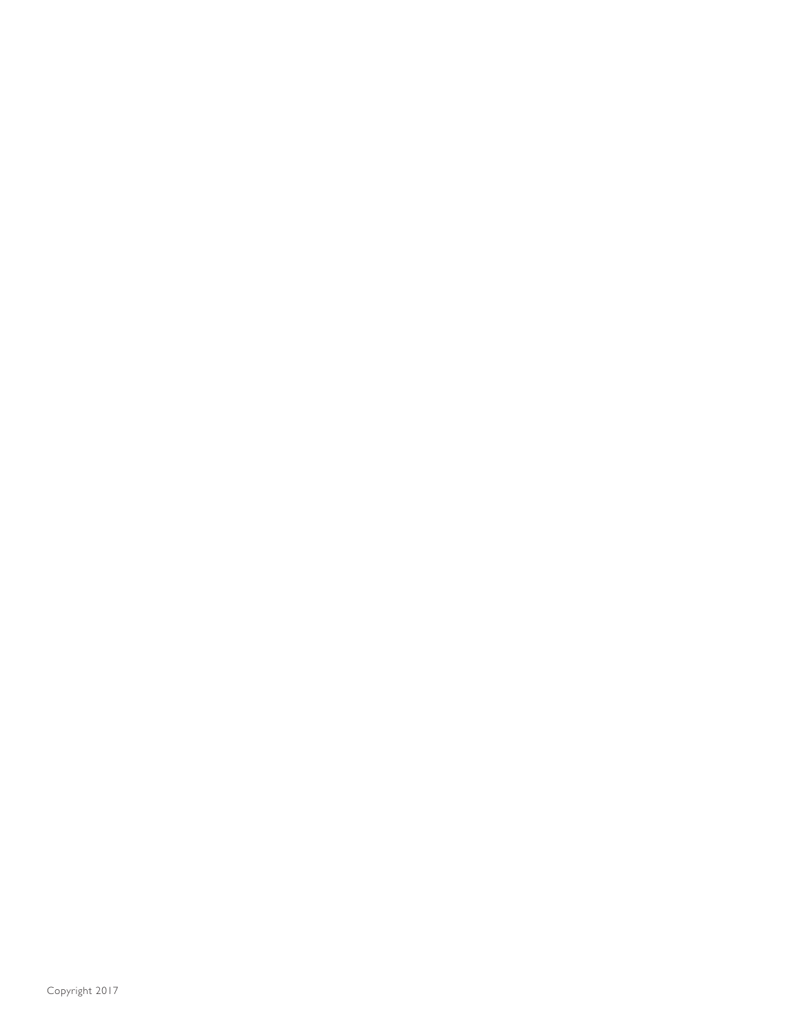Copyright 2017